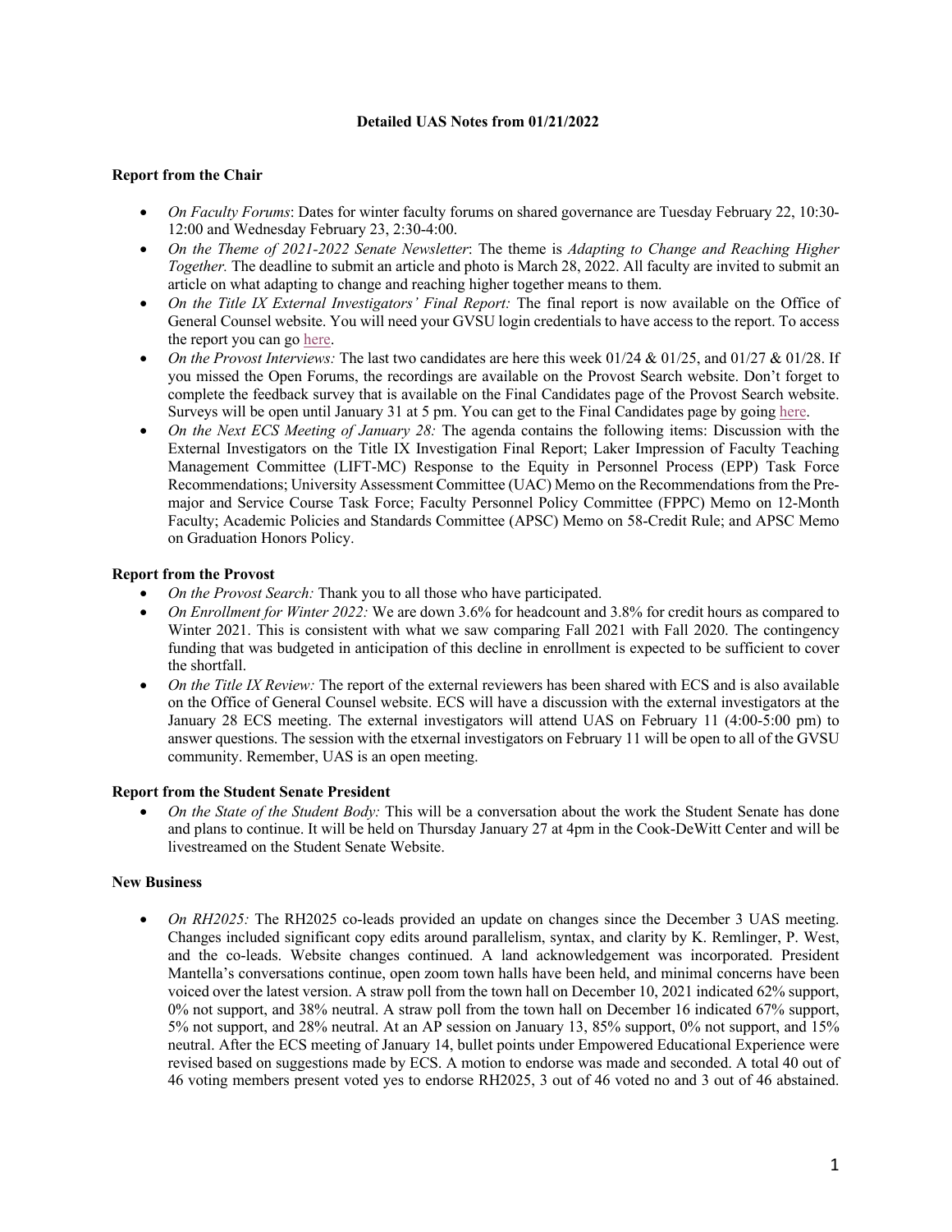**Detailed UAS Notes from 01/21/2022**

**Report from the Chair**

- *On Faculty Forums*: Dates for winter faculty forums on shared governance are Tuesday February 22, 10:30-12:00 and Wednesday February 23, 2:30-4:00.
- *On the Theme of 2021-2022 Senate Newsletter*: The theme is *Adapting to Change and Reaching Higher Together.* The deadline to submit an article and photo is March 28, 2022. All faculty are invited to submit an article on what adapting to change and reaching higher together means to them.
- *On the Title IX External Investigators' Final Report:* The final report is now available on the Office of General Counsel website. You will need your GVSU login credentials to have access to the report. To access the report you can go here.
- *On the Provost Interviews:* The last two candidates are here this week 01/24 & 01/25, and 01/27 & 01/28. If you missed the Open Forums, the recordings are available on the Provost Search website. Don't forget to complete the feedback survey that is available on the Final Candidates page of the Provost Search website. Surveys will be open until January 31 at 5 pm. You can get to the Final Candidates page by going here.
- *On the Next ECS Meeting of January 28:* The agenda contains the following items: Discussion with the External Investigators on the Title IX Investigation Final Report; Laker Impression of Faculty Teaching Management Committee (LIFT-MC) Response to the Equity in Personnel Process (EPP) Task Force Recommendations; University Assessment Committee (UAC) Memo on the Recommendations from the Pre-major and Service Course Task Force; Faculty Personnel Policy Committee (FPPC) Memo on 12-Month Faculty; Academic Policies and Standards Committee (APSC) Memo on 58-Credit Rule; and APSC Memo on Graduation Honors Policy.

**Report from the Provost**

- *On the Provost Search:* Thank you to all those who have participated.
- *On Enrollment for Winter 2022:* We are down 3.6% for headcount and 3.8% for credit hours as compared to Winter 2021. This is consistent with what we saw comparing Fall 2021 with Fall 2020. The contingency funding that was budgeted in anticipation of this decline in enrollment is expected to be sufficient to cover the shortfall.
- *On the Title IX Review:* The report of the external reviewers has been shared with ECS and is also available on the Office of General Counsel website. ECS will have a discussion with the external investigators at the January 28 ECS meeting. The external investigators will attend UAS on February 11 (4:00-5:00 pm) to answer questions. The session with the etxernal investigators on February 11 will be open to all of the GVSU community. Remember, UAS is an open meeting.

**Report from the Student Senate President**

- *On the State of the Student Body:* This will be a conversation about the work the Student Senate has done and plans to continue. It will be held on Thursday January 27 at 4pm in the Cook-DeWitt Center and will be livestreamed on the Student Senate Website.

**New Business**

- *On RH2025:* The RH2025 co-leads provided an update on changes since the December 3 UAS meeting. Changes included significant copy edits around parallelism, syntax, and clarity by K. Remlinger, P. West, and the co-leads. Website changes continued. A land acknowledgement was incorporated. President Mantella's conversations continue, open zoom town halls have been held, and minimal concerns have been voiced over the latest version. A straw poll from the town hall on December 10, 2021 indicated 62% support, 0% not support, and 38% neutral. A straw poll from the town hall on December 16 indicated 67% support, 5% not support, and 28% neutral. At an AP session on January 13, 85% support, 0% not support, and 15% neutral. After the ECS meeting of January 14, bullet points under Empowered Educational Experience were revised based on suggestions made by ECS. A motion to endorse was made and seconded. A total 40 out of 46 voting members present voted yes to endorse RH2025, 3 out of 46 voted no and 3 out of 46 abstained.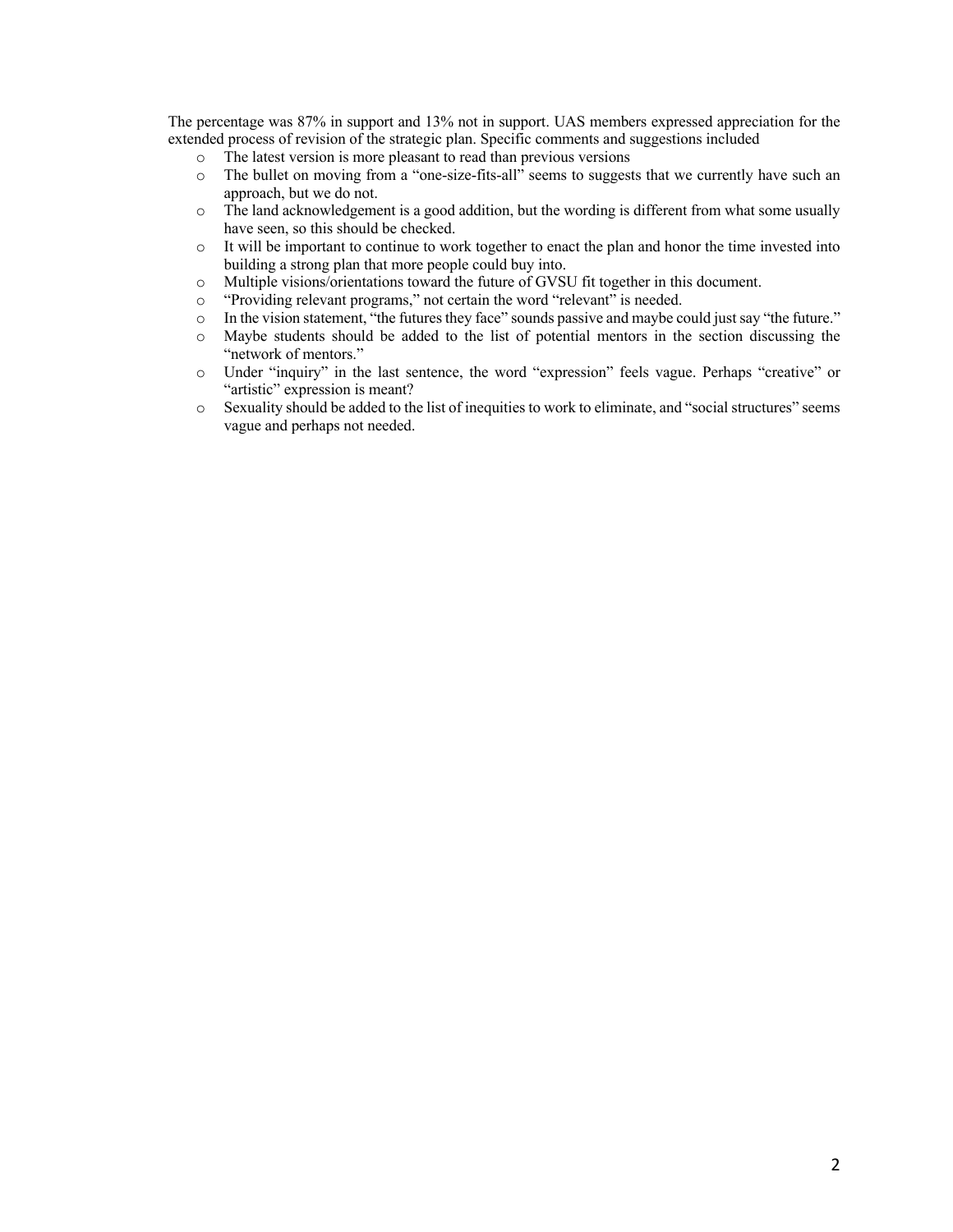The percentage was 87% in support and 13% not in support. UAS members expressed appreciation for the extended process of revision of the strategic plan. Specific comments and suggestions included

- The latest version is more pleasant to read than previous versions
- The bullet on moving from a "one-size-fits-all" seems to suggests that we currently have such an approach, but we do not.
- The land acknowledgement is a good addition, but the wording is different from what some usually have seen, so this should be checked.
- It will be important to continue to work together to enact the plan and honor the time invested into building a strong plan that more people could buy into.
- Multiple visions/orientations toward the future of GVSU fit together in this document.
- "Providing relevant programs," not certain the word "relevant" is needed.
- In the vision statement, "the futures they face" sounds passive and maybe could just say "the future."
- Maybe students should be added to the list of potential mentors in the section discussing the "network of mentors."
- Under "inquiry" in the last sentence, the word "expression" feels vague. Perhaps "creative" or "artistic" expression is meant?
- Sexuality should be added to the list of inequities to work to eliminate, and "social structures" seems vague and perhaps not needed.